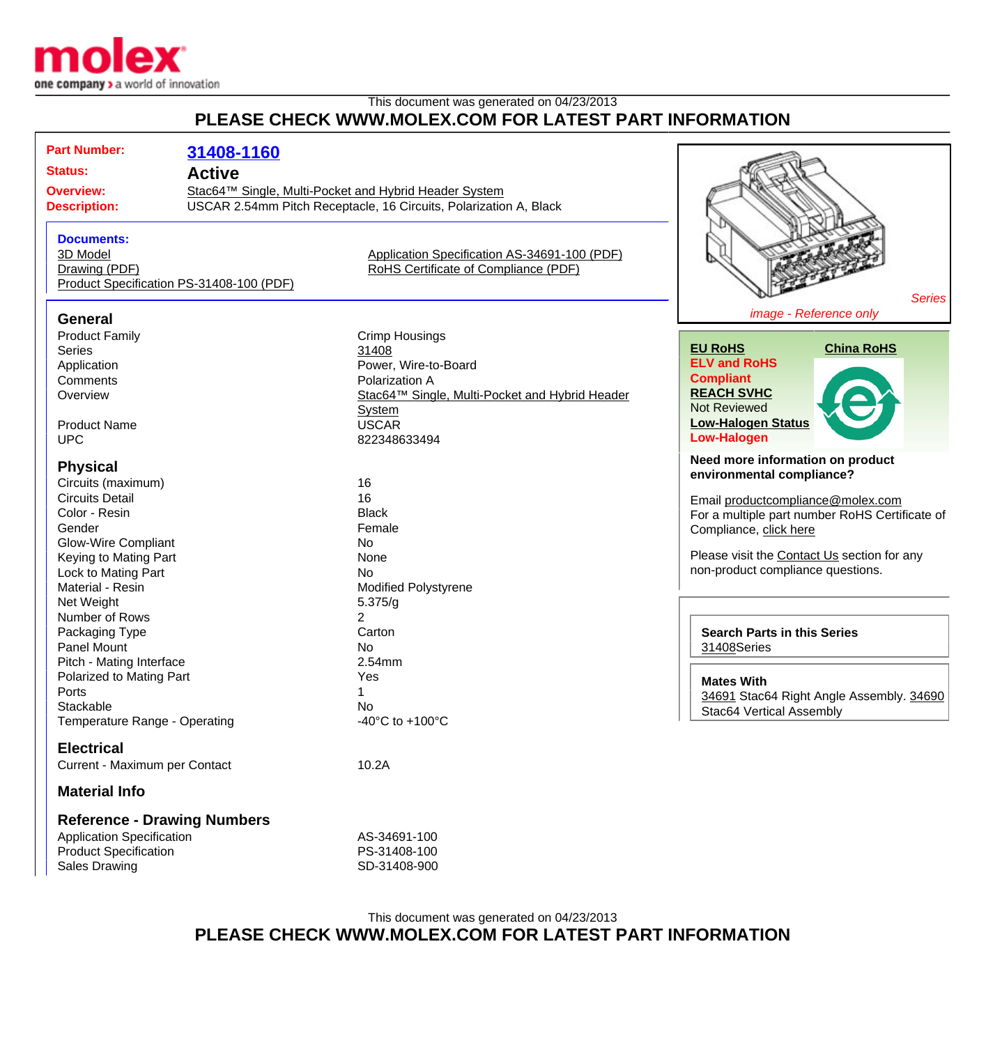This document was generated on 04/23/2013

**PLEASE CHECK WWW.MOLEX.COM FOR LATEST PART INFORMATION**

| | |
|---|---|
| **Part Number:** | **31408-1160** |
| **Status:** | **Active** |
| **Overview:** | Stac64™ Single, Multi-Pocket and Hybrid Header System |
| **Description:** | USCAR 2.54mm Pitch Receptacle, 16 Circuits, Polarization A, Black |

**Documents:**

- 3D Model
- Drawing (PDF)
- Product Specification PS-31408-100 (PDF)
- Application Specification AS-34691-100 (PDF)
- RoHS Certificate of Compliance (PDF)

*Series image - Reference only*

**EU RoHS**
**ELV and RoHS Compliant**

**China RoHS**

**REACH SVHC**
Not Reviewed

**Low-Halogen Status**
**Low-Halogen**

**Need more information on product environmental compliance?**

Email productcompliance@molex.com
For a multiple part number RoHS Certificate of Compliance, click here

Please visit the Contact Us section for any non-product compliance questions.

**Search Parts in this Series**
31408Series

**Mates With**
34691 Stac64 Right Angle Assembly. 34690 Stac64 Vertical Assembly

## General

| | |
|---|---|
| Product Family | Crimp Housings |
| Series | 31408 |
| Application | Power, Wire-to-Board |
| Comments | Polarization A |
| Overview | Stac64™ Single, Multi-Pocket and Hybrid Header System |
| Product Name | USCAR |
| UPC | 822348633494 |

## Physical

| | |
|---|---|
| Circuits (maximum) | 16 |
| Circuits Detail | 16 |
| Color - Resin | Black |
| Gender | Female |
| Glow-Wire Compliant | No |
| Keying to Mating Part | None |
| Lock to Mating Part | No |
| Material - Resin | Modified Polystyrene |
| Net Weight | 5.375/g |
| Number of Rows | 2 |
| Packaging Type | Carton |
| Panel Mount | No |
| Pitch - Mating Interface | 2.54mm |
| Polarized to Mating Part | Yes |
| Ports | 1 |
| Stackable | No |
| Temperature Range - Operating | -40°C to +100°C |

## Electrical

| | |
|---|---|
| Current - Maximum per Contact | 10.2A |

## Material Info

## Reference - Drawing Numbers

| | |
|---|---|
| Application Specification | AS-34691-100 |
| Product Specification | PS-31408-100 |
| Sales Drawing | SD-31408-900 |

This document was generated on 04/23/2013

**PLEASE CHECK WWW.MOLEX.COM FOR LATEST PART INFORMATION**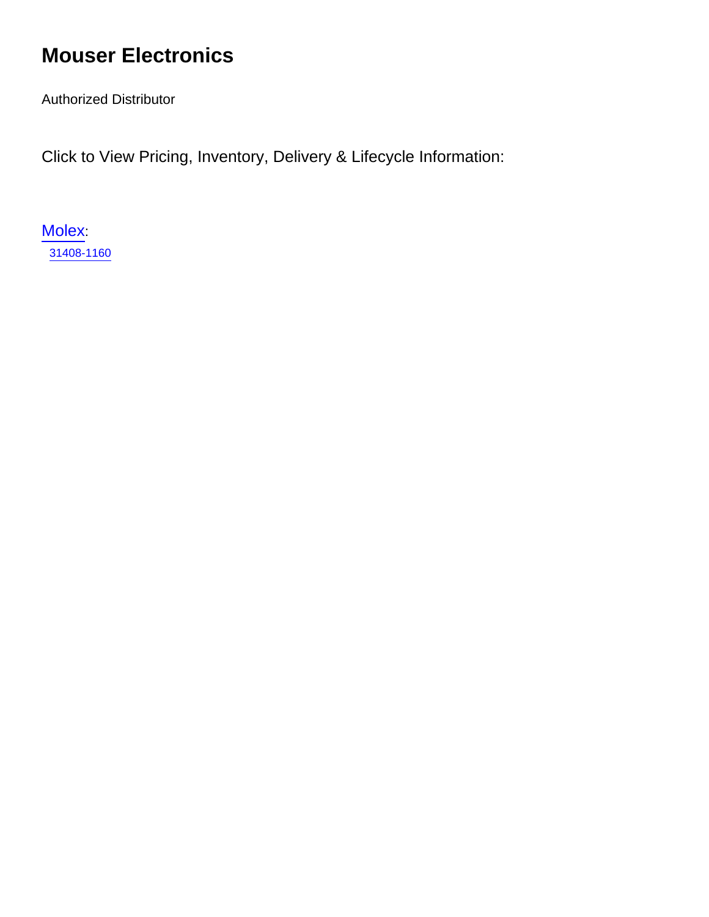# Mouser Electronics

Authorized Distributor

Click to View Pricing, Inventory, Delivery & Lifecycle Information:

Molex:

31408-1160